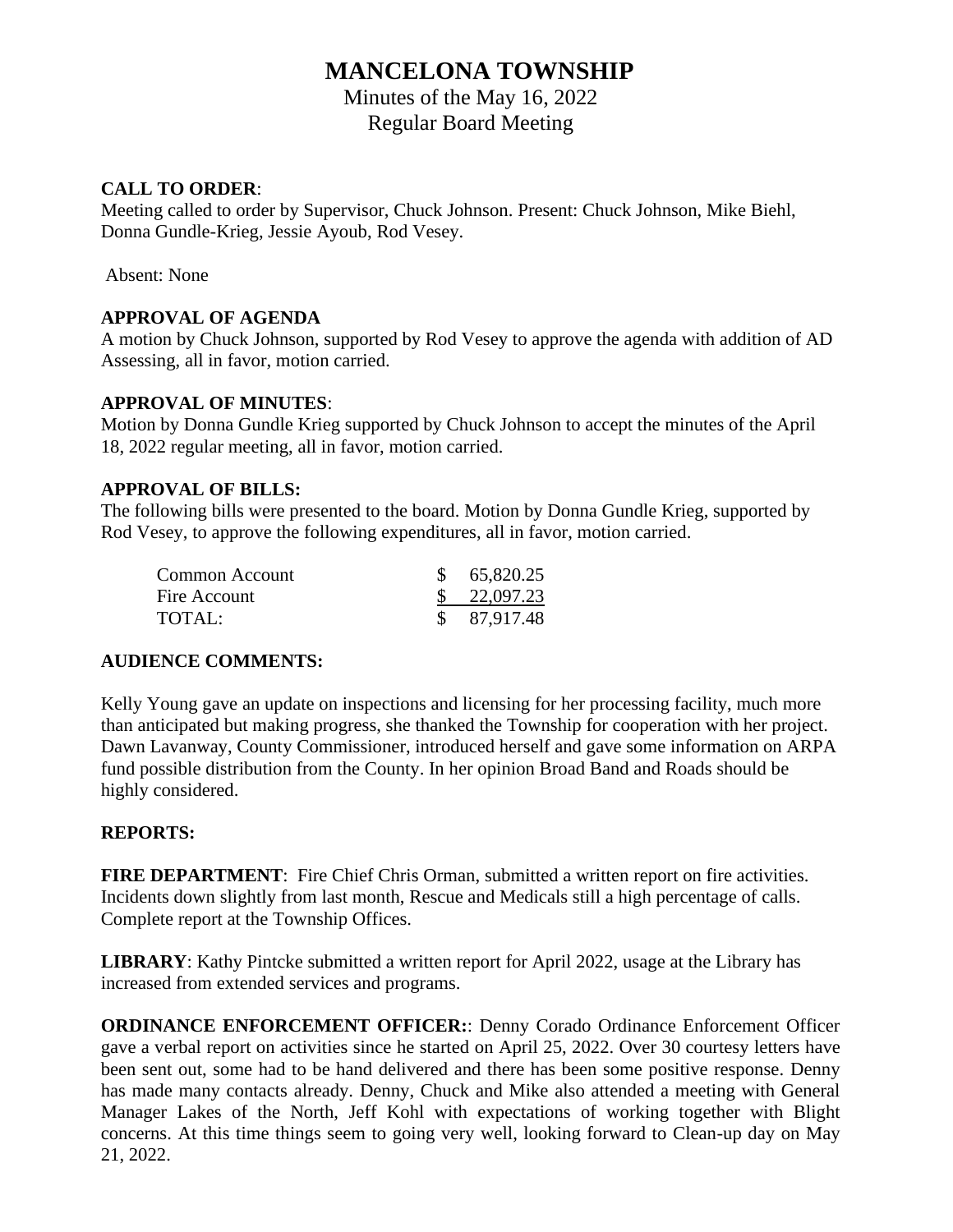# MANCELONA TOWNSHIP

Minutes of the May 16, 2022
Regular Board Meeting

**CALL TO ORDER**:
Meeting called to order by Supervisor, Chuck Johnson. Present: Chuck Johnson, Mike Biehl, Donna Gundle-Krieg, Jessie Ayoub, Rod Vesey.

Absent: None

**APPROVAL OF AGENDA**
A motion by Chuck Johnson, supported by Rod Vesey to approve the agenda with addition of AD Assessing, all in favor, motion carried.

**APPROVAL OF MINUTES**:
Motion by Donna Gundle Krieg supported by Chuck Johnson to accept the minutes of the April 18, 2022 regular meeting, all in favor, motion carried.

**APPROVAL OF BILLS:**
The following bills were presented to the board. Motion by Donna Gundle Krieg, supported by Rod Vesey, to approve the following expenditures, all in favor, motion carried.

| | |
|---|---|
| Common Account | $ 65,820.25 |
| Fire Account | $ 22,097.23 |
| TOTAL: | $ 87,917.48 |

**AUDIENCE COMMENTS:**

Kelly Young gave an update on inspections and licensing for her processing facility, much more than anticipated but making progress, she thanked the Township for cooperation with her project. Dawn Lavanway, County Commissioner, introduced herself and gave some information on ARPA fund possible distribution from the County. In her opinion Broad Band and Roads should be highly considered.

**REPORTS:**

**FIRE DEPARTMENT**: Fire Chief Chris Orman, submitted a written report on fire activities. Incidents down slightly from last month, Rescue and Medicals still a high percentage of calls. Complete report at the Township Offices.

**LIBRARY**: Kathy Pintcke submitted a written report for April 2022, usage at the Library has increased from extended services and programs.

**ORDINANCE ENFORCEMENT OFFICER:**: Denny Corado Ordinance Enforcement Officer gave a verbal report on activities since he started on April 25, 2022. Over 30 courtesy letters have been sent out, some had to be hand delivered and there has been some positive response. Denny has made many contacts already. Denny, Chuck and Mike also attended a meeting with General Manager Lakes of the North, Jeff Kohl with expectations of working together with Blight concerns. At this time things seem to going very well, looking forward to Clean-up day on May 21, 2022.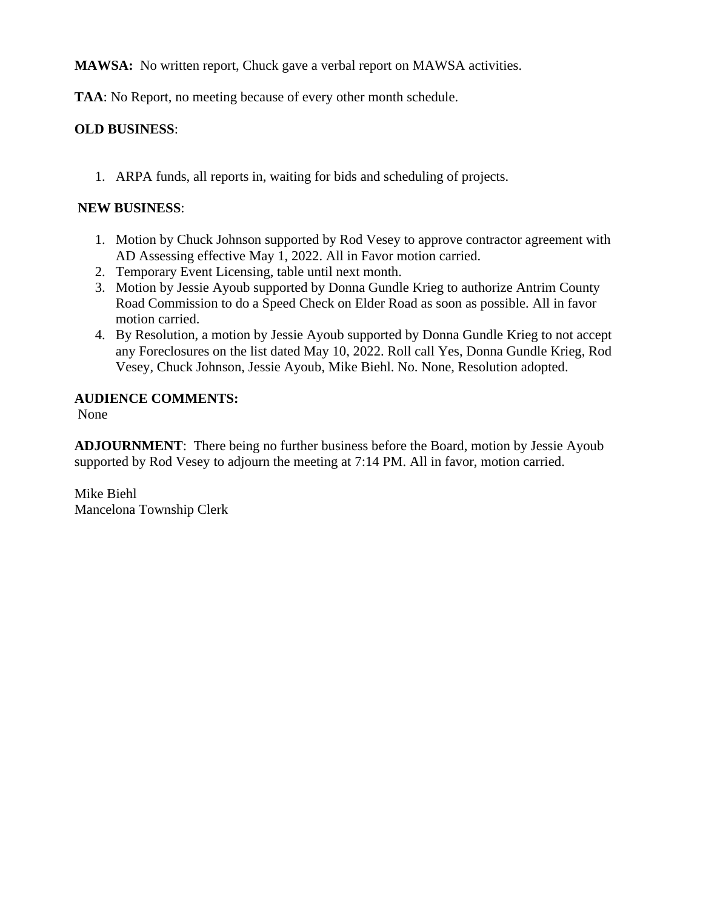**MAWSA:** No written report, Chuck gave a verbal report on MAWSA activities.

**TAA**: No Report, no meeting because of every other month schedule.

**OLD BUSINESS**:

1. ARPA funds, all reports in, waiting for bids and scheduling of projects.

**NEW BUSINESS**:

1. Motion by Chuck Johnson supported by Rod Vesey to approve contractor agreement with AD Assessing effective May 1, 2022. All in Favor motion carried.
2. Temporary Event Licensing, table until next month.
3. Motion by Jessie Ayoub supported by Donna Gundle Krieg to authorize Antrim County Road Commission to do a Speed Check on Elder Road as soon as possible. All in favor motion carried.
4. By Resolution, a motion by Jessie Ayoub supported by Donna Gundle Krieg to not accept any Foreclosures on the list dated May 10, 2022. Roll call Yes, Donna Gundle Krieg, Rod Vesey, Chuck Johnson, Jessie Ayoub, Mike Biehl. No. None, Resolution adopted.

**AUDIENCE COMMENTS:**
None

**ADJOURNMENT**: There being no further business before the Board, motion by Jessie Ayoub supported by Rod Vesey to adjourn the meeting at 7:14 PM. All in favor, motion carried.

Mike Biehl
Mancelona Township Clerk